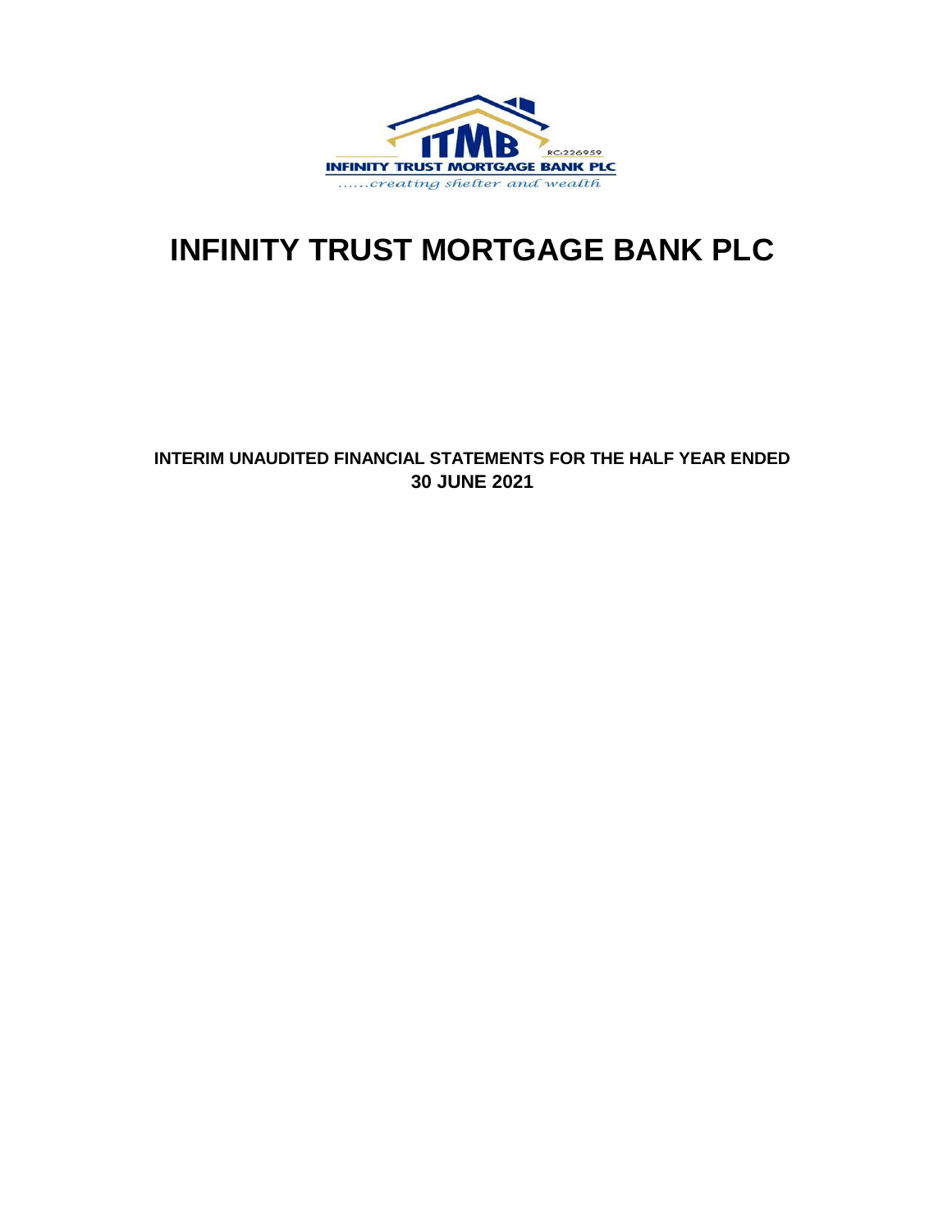# INFINITY TRUST MORTGAGE BANK PLC

**INTERIM UNAUDITED FINANCIAL STATEMENTS FOR THE HALF YEAR ENDED 30 JUNE 2021**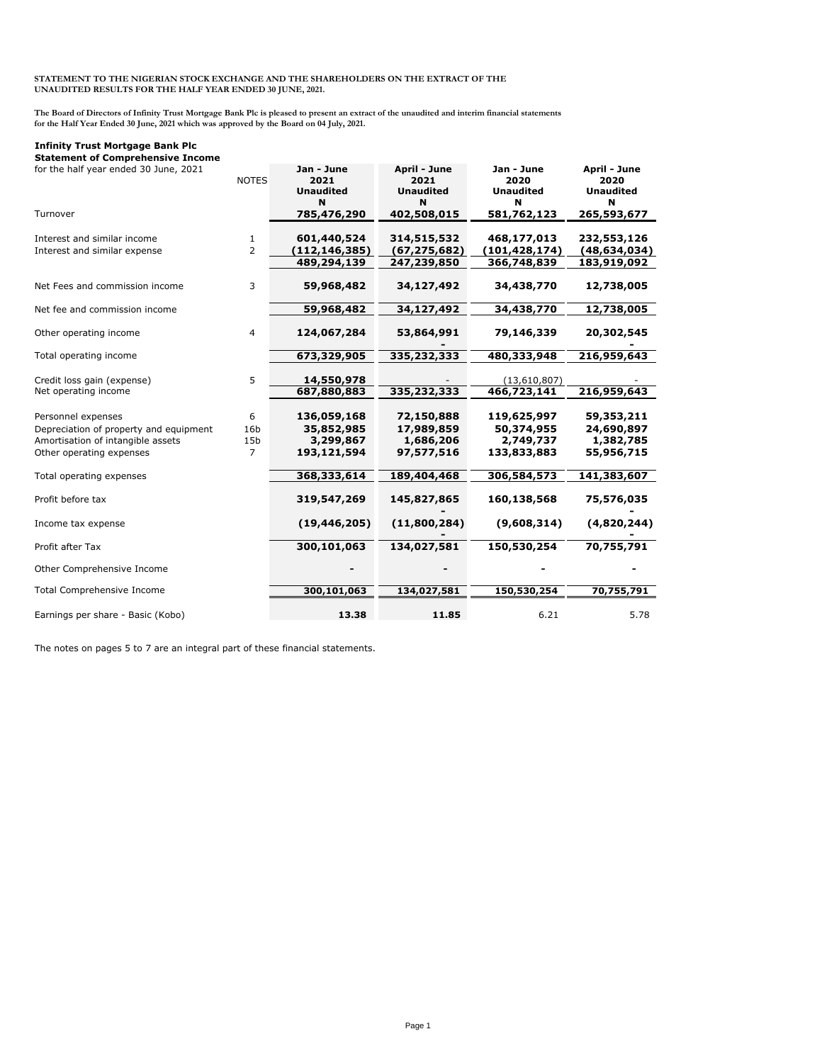**STATEMENT TO THE NIGERIAN STOCK EXCHANGE AND THE SHAREHOLDERS ON THE EXTRACT OF THE UNAUDITED RESULTS FOR THE HALF YEAR ENDED 30 JUNE, 2021.**

**The Board of Directors of Infinity Trust Mortgage Bank Plc is pleased to present an extract of the unaudited and interim financial statements for the Half Year Ended 30 June, 2021 which was approved by the Board on 04 July, 2021.**

**Infinity Trust Mortgage Bank Plc**
**Statement of Comprehensive Income**

| for the half year ended 30 June, 2021 | NOTES | Jan - June 2021 Unaudited N | April - June 2021 Unaudited N | Jan - June 2020 Unaudited N | April - June 2020 Unaudited N |
|---|---|---|---|---|---|
| Turnover | | **785,476,290** | **402,508,015** | **581,762,123** | **265,593,677** |
| Interest and similar income | 1 | **601,440,524** | **314,515,532** | **468,177,013** | **232,553,126** |
| Interest and similar expense | 2 | **(112,146,385)** | **(67,275,682)** | **(101,428,174)** | **(48,634,034)** |
| | | **489,294,139** | **247,239,850** | **366,748,839** | **183,919,092** |
| Net Fees and commission income | 3 | **59,968,482** | **34,127,492** | **34,438,770** | **12,738,005** |
| Net fee and commission income | | **59,968,482** | **34,127,492** | **34,438,770** | **12,738,005** |
| Other operating income | 4 | **124,067,284** | **53,864,991** | **79,146,339** | **20,302,545** |
| Total operating income | | **673,329,905** | **335,232,333** | **480,333,948** | **216,959,643** |
| Credit loss gain (expense) | 5 | **14,550,978** | - | (13,610,807) | - |
| Net operating income | | **687,880,883** | **335,232,333** | **466,723,141** | **216,959,643** |
| Personnel expenses | 6 | **136,059,168** | **72,150,888** | **119,625,997** | **59,353,211** |
| Depreciation of property and equipment | 16b | **35,852,985** | **17,989,859** | **50,374,955** | **24,690,897** |
| Amortisation of intangible assets | 15b | **3,299,867** | **1,686,206** | **2,749,737** | **1,382,785** |
| Other operating expenses | 7 | **193,121,594** | **97,577,516** | **133,833,883** | **55,956,715** |
| Total operating expenses | | **368,333,614** | **189,404,468** | **306,584,573** | **141,383,607** |
| Profit before tax | | **319,547,269** | **145,827,865** | **160,138,568** | **75,576,035** |
| Income tax expense | | **(19,446,205)** | **(11,800,284)** | **(9,608,314)** | **(4,820,244)** |
| Profit after Tax | | **300,101,063** | **134,027,581** | **150,530,254** | **70,755,791** |
| Other Comprehensive Income | | **-** | **-** | **-** | **-** |
| Total Comprehensive Income | | **300,101,063** | **134,027,581** | **150,530,254** | **70,755,791** |
| Earnings per share - Basic (Kobo) | | **13.38** | **11.85** | 6.21 | 5.78 |

The notes on pages 5 to 7 are an integral part of these financial statements.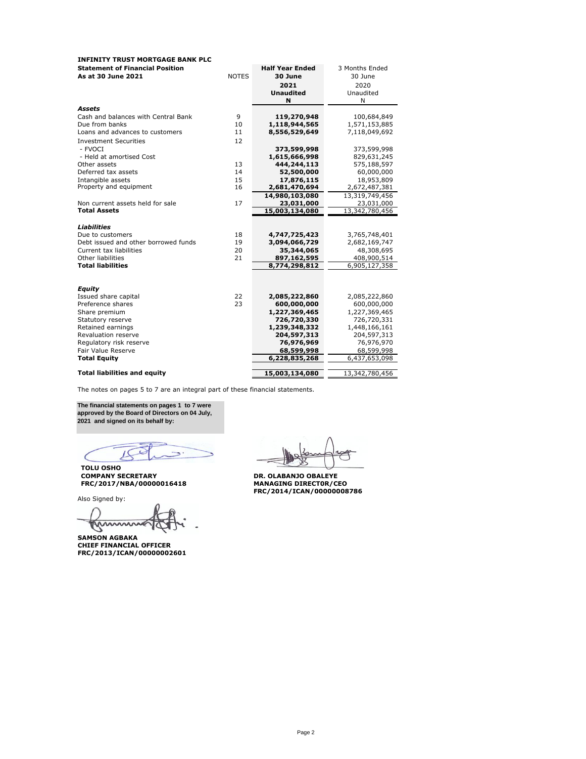**INFINITY TRUST MORTGAGE BANK PLC**

**Statement of Financial Position**

**As at 30 June 2021**

| | NOTES | **Half Year Ended 30 June 2021 Unaudited N** | 3 Months Ended 30 June 2020 Unaudited N |
|---|---|---|---|
| ***Assets*** | | | |
| Cash and balances with Central Bank | 9 | **119,270,948** | 100,684,849 |
| Due from banks | 10 | **1,118,944,565** | 1,571,153,885 |
| Loans and advances to customers | 11 | **8,556,529,649** | 7,118,049,692 |
| Investment Securities | 12 | | |
| - FVOCI | | **373,599,998** | 373,599,998 |
| - Held at amortised Cost | | **1,615,666,998** | 829,631,245 |
| Other assets | 13 | **444,244,113** | 575,188,597 |
| Deferred tax assets | 14 | **52,500,000** | 60,000,000 |
| Intangible assets | 15 | **17,876,115** | 18,953,809 |
| Property and equipment | 16 | **2,681,470,694** | 2,672,487,381 |
| | | **14,980,103,080** | 13,319,749,456 |
| Non current assets held for sale | 17 | **23,031,000** | 23,031,000 |
| **Total Assets** | | **15,003,134,080** | 13,342,780,456 |
| ***Liabilities*** | | | |
| Due to customers | 18 | **4,747,725,423** | 3,765,748,401 |
| Debt issued and other borrowed funds | 19 | **3,094,066,729** | 2,682,169,747 |
| Current tax liabilities | 20 | **35,344,065** | 48,308,695 |
| Other liabilities | 21 | **897,162,595** | 408,900,514 |
| **Total liabilities** | | **8,774,298,812** | 6,905,127,358 |
| ***Equity*** | | | |
| Issued share capital | 22 | **2,085,222,860** | 2,085,222,860 |
| Preference shares | 23 | **600,000,000** | 600,000,000 |
| Share premium | | **1,227,369,465** | 1,227,369,465 |
| Statutory reserve | | **726,720,330** | 726,720,331 |
| Retained earnings | | **1,239,348,332** | 1,448,166,161 |
| Revaluation reserve | | **204,597,313** | 204,597,313 |
| Regulatory risk reserve | | **76,976,969** | 76,976,970 |
| Fair Value Reserve | | **68,599,998** | 68,599,998 |
| **Total Equity** | | **6,228,835,268** | 6,437,653,098 |
| **Total liabilities and equity** | | **15,003,134,080** | 13,342,780,456 |

The notes on pages 5 to 7 are an integral part of these financial statements.

**The financial statements on pages 1 to 7 were approved by the Board of Directors on 04 July, 2021 and signed on its behalf by:**

**TOLU OSHO**
**COMPANY SECRETARY**
**FRC/2017/NBA/00000016418**

**DR. OLABANJO OBALEYE**
**MANAGING DIRECTOR/CEO**
**FRC/2014/ICAN/00000008786**

Also Signed by:

**SAMSON AGBAKA**
**CHIEF FINANCIAL OFFICER**
**FRC/2013/ICAN/00000002601**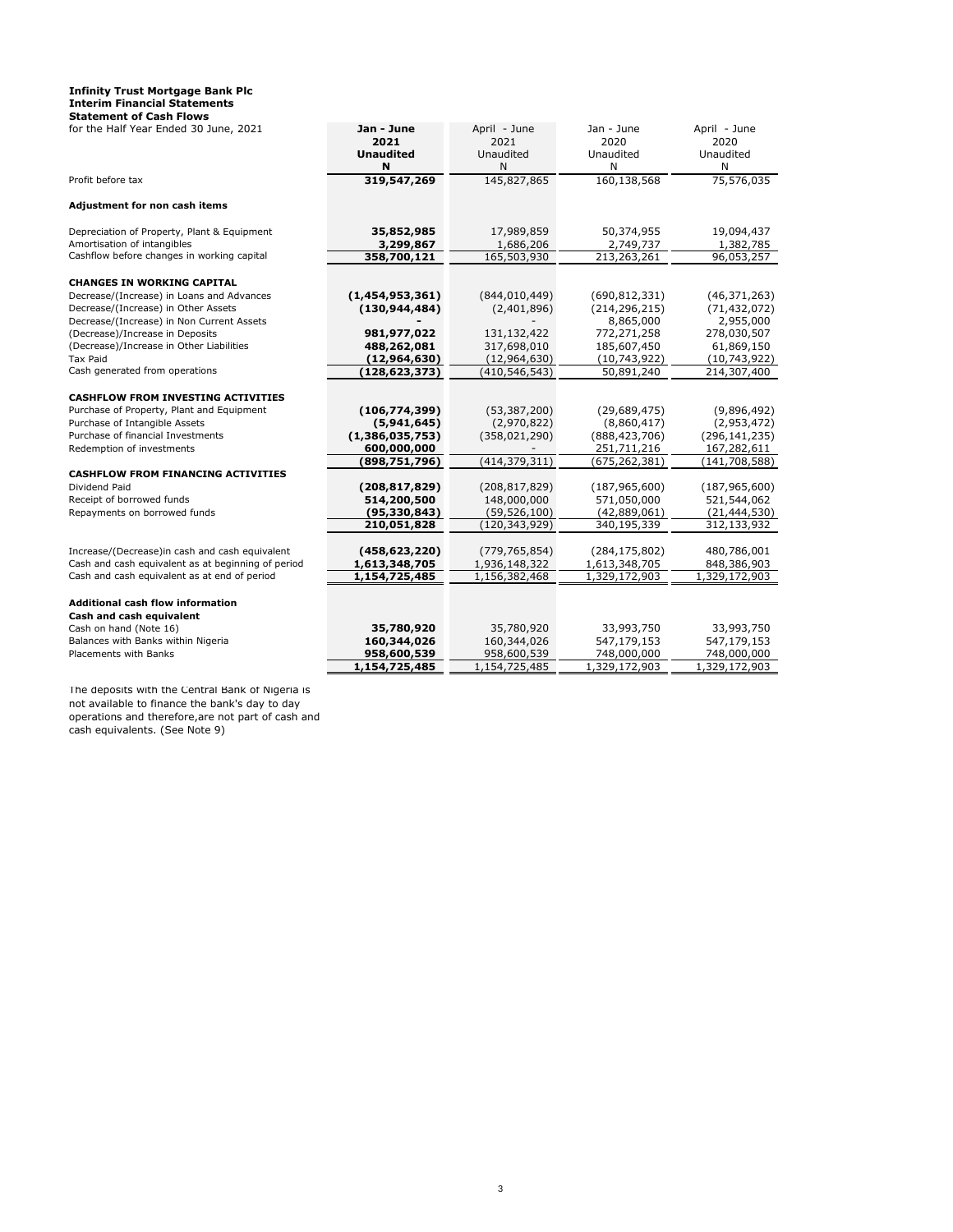**Infinity Trust Mortgage Bank Plc**
**Interim Financial Statements**
**Statement of Cash Flows**

| for the Half Year Ended 30 June, 2021 | **Jan - June 2021 Unaudited N** | April - June 2021 Unaudited N | Jan - June 2020 Unaudited N | April - June 2020 Unaudited N |
|---|---|---|---|---|
| Profit before tax | **319,547,269** | 145,827,865 | 160,138,568 | 75,576,035 |
| **Adjustment for non cash items** | | | | |
| Depreciation of Property, Plant & Equipment | **35,852,985** | 17,989,859 | 50,374,955 | 19,094,437 |
| Amortisation of intangibles | **3,299,867** | 1,686,206 | 2,749,737 | 1,382,785 |
| Cashflow before changes in working capital | **358,700,121** | 165,503,930 | 213,263,261 | 96,053,257 |
| **CHANGES IN WORKING CAPITAL** | | | | |
| Decrease/(Increase) in Loans and Advances | **(1,454,953,361)** | (844,010,449) | (690,812,331) | (46,371,263) |
| Decrease/(Increase) in Other Assets | **(130,944,484)** | (2,401,896) | (214,296,215) | (71,432,072) |
| Decrease/(Increase) in Non Current Assets | **-** | - | 8,865,000 | 2,955,000 |
| (Decrease)/Increase in Deposits | **981,977,022** | 131,132,422 | 772,271,258 | 278,030,507 |
| (Decrease)/Increase in Other Liabilities | **488,262,081** | 317,698,010 | 185,607,450 | 61,869,150 |
| Tax Paid | **(12,964,630)** | (12,964,630) | (10,743,922) | (10,743,922) |
| Cash generated from operations | **(128,623,373)** | (410,546,543) | 50,891,240 | 214,307,400 |
| **CASHFLOW FROM INVESTING ACTIVITIES** | | | | |
| Purchase of Property, Plant and Equipment | **(106,774,399)** | (53,387,200) | (29,689,475) | (9,896,492) |
| Purchase of Intangible Assets | **(5,941,645)** | (2,970,822) | (8,860,417) | (2,953,472) |
| Purchase of financial Investments | **(1,386,035,753)** | (358,021,290) | (888,423,706) | (296,141,235) |
| Redemption of investments | **600,000,000** | - | 251,711,216 | 167,282,611 |
| | **(898,751,796)** | (414,379,311) | (675,262,381) | (141,708,588) |
| **CASHFLOW FROM FINANCING ACTIVITIES** | | | | |
| Dividend Paid | **(208,817,829)** | (208,817,829) | (187,965,600) | (187,965,600) |
| Receipt of borrowed funds | **514,200,500** | 148,000,000 | 571,050,000 | 521,544,062 |
| Repayments on borrowed funds | **(95,330,843)** | (59,526,100) | (42,889,061) | (21,444,530) |
| | **210,051,828** | (120,343,929) | 340,195,339 | 312,133,932 |
| Increase/(Decrease)in cash and cash equivalent | **(458,623,220)** | (779,765,854) | (284,175,802) | 480,786,001 |
| Cash and cash equivalent as at beginning of period | **1,613,348,705** | 1,936,148,322 | 1,613,348,705 | 848,386,903 |
| Cash and cash equivalent as at end of period | **1,154,725,485** | 1,156,382,468 | 1,329,172,903 | 1,329,172,903 |
| **Additional cash flow information** | | | | |
| **Cash and cash equivalent** | | | | |
| Cash on hand (Note 16) | **35,780,920** | 35,780,920 | 33,993,750 | 33,993,750 |
| Balances with Banks within Nigeria | **160,344,026** | 160,344,026 | 547,179,153 | 547,179,153 |
| Placements with Banks | **958,600,539** | 958,600,539 | 748,000,000 | 748,000,000 |
| | **1,154,725,485** | 1,154,725,485 | 1,329,172,903 | 1,329,172,903 |

The deposits with the Central Bank of Nigeria is not available to finance the bank's day to day operations and therefore,are not part of cash and cash equivalents. (See Note 9)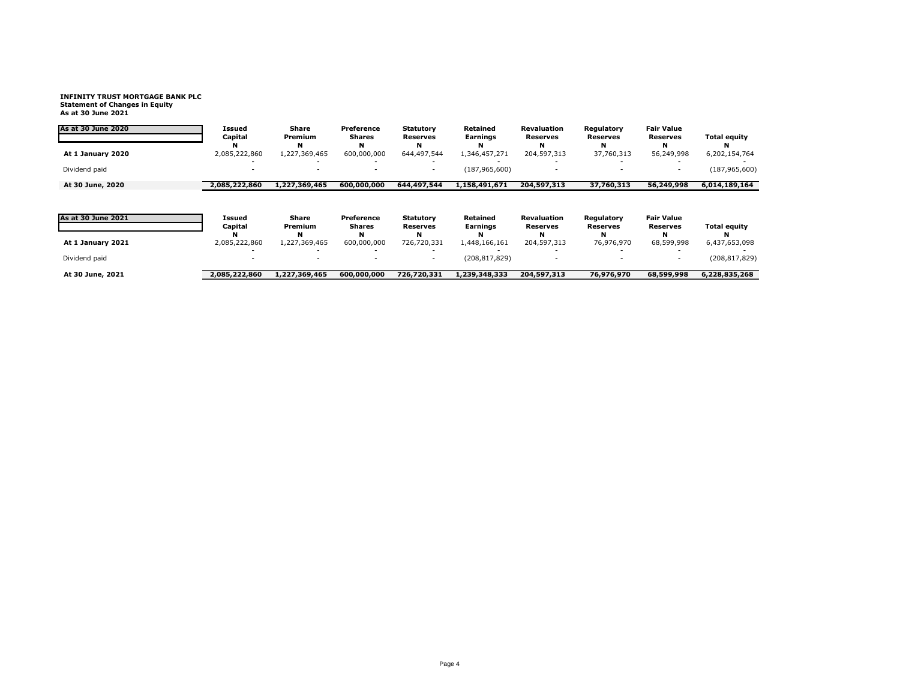**INFINITY TRUST MORTGAGE BANK PLC**
**Statement of Changes in Equity**
**As at 30 June 2021**

| As at 30 June 2020 | Issued Capital | Share Premium | Preference Shares | Statutory Reserves | Retained Earnings | Revaluation Reserves | Regulatory Reserves | Fair Value Reserves | Total equity |
|---|---|---|---|---|---|---|---|---|---|
| | N | N | N | N | N | N | N | N | N |
| **At 1 January 2020** | 2,085,222,860 | 1,227,369,465 | 600,000,000 | 644,497,544 | 1,346,457,271 | 204,597,313 | 37,760,313 | 56,249,998 | 6,202,154,764 |
| | - | - | - | - | - | - | - | - | - |
| Dividend paid | - | - | - | - | (187,965,600) | - | - | - | (187,965,600) |
| **At 30 June, 2020** | **2,085,222,860** | **1,227,369,465** | **600,000,000** | **644,497,544** | **1,158,491,671** | **204,597,313** | **37,760,313** | **56,249,998** | **6,014,189,164** |

| As at 30 June 2021 | Issued Capital | Share Premium | Preference Shares | Statutory Reserves | Retained Earnings | Revaluation Reserves | Regulatory Reserves | Fair Value Reserves | Total equity |
|---|---|---|---|---|---|---|---|---|---|
| | N | N | N | N | N | N | N | N | N |
| **At 1 January 2021** | 2,085,222,860 | 1,227,369,465 | 600,000,000 | 726,720,331 | 1,448,166,161 | 204,597,313 | 76,976,970 | 68,599,998 | 6,437,653,098 |
| | - | - | - | - | - | - | - | - | - |
| Dividend paid | - | - | - | - | (208,817,829) | - | - | - | (208,817,829) |
| **At 30 June, 2021** | **2,085,222,860** | **1,227,369,465** | **600,000,000** | **726,720,331** | **1,239,348,333** | **204,597,313** | **76,976,970** | **68,599,998** | **6,228,835,268** |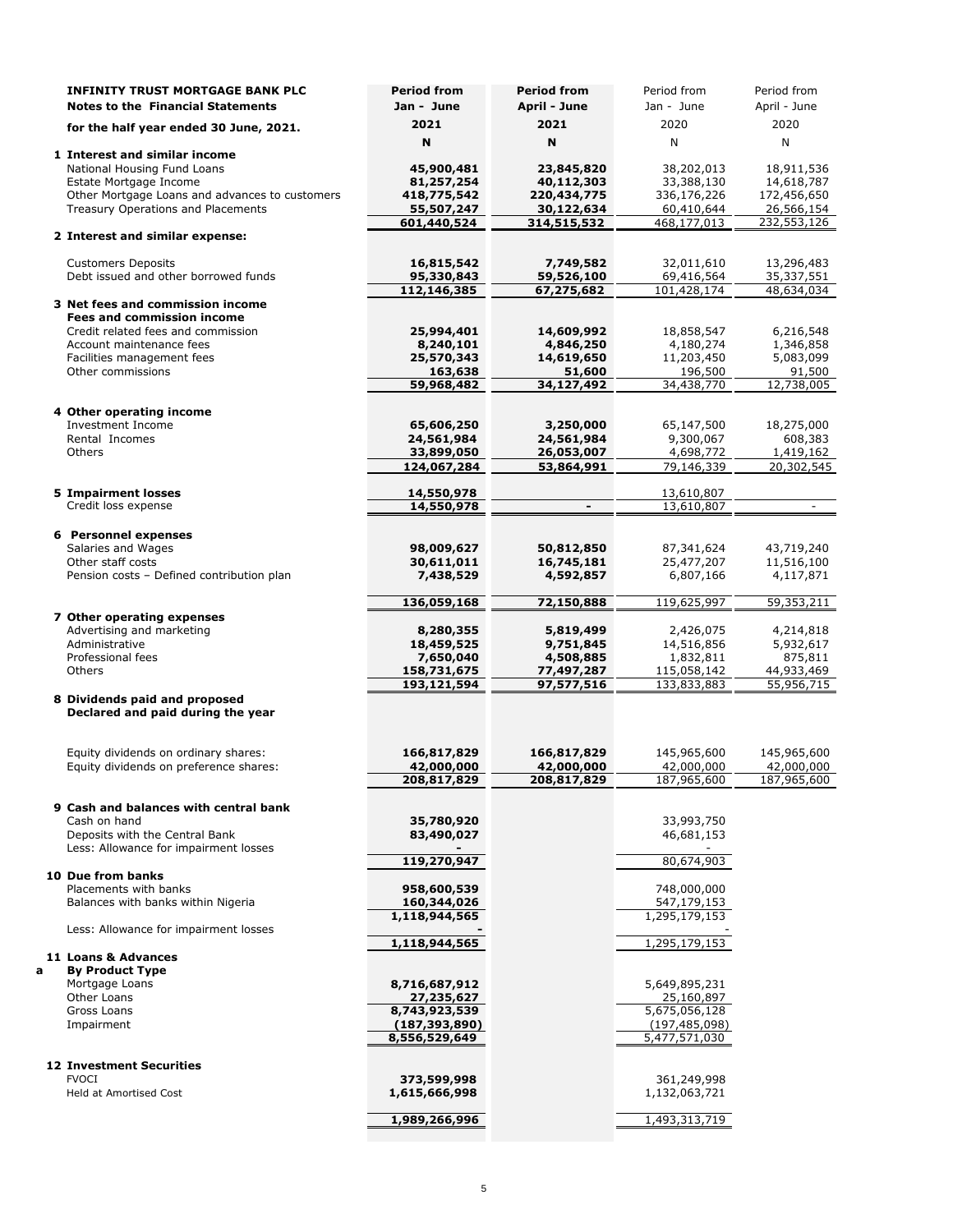**INFINITY TRUST MORTGAGE BANK PLC**
**Notes to the Financial Statements**
**for the half year ended 30 June, 2021.**

| | Period from Jan - June 2021 | Period from April - June 2021 | Period from Jan - June 2020 | Period from April - June 2020 |
|---|---|---|---|---|
| | N | N | N | N |
| **1 Interest and similar income** | | | | |
| National Housing Fund Loans | 45,900,481 | 23,845,820 | 38,202,013 | 18,911,536 |
| Estate Mortgage Income | 81,257,254 | 40,112,303 | 33,388,130 | 14,618,787 |
| Other Mortgage Loans and advances to customers | 418,775,542 | 220,434,775 | 336,176,226 | 172,456,650 |
| Treasury Operations and Placements | 55,507,247 | 30,122,634 | 60,410,644 | 26,566,154 |
| | 601,440,524 | 314,515,532 | 468,177,013 | 232,553,126 |
| **2 Interest and similar expense:** | | | | |
| Customers Deposits | 16,815,542 | 7,749,582 | 32,011,610 | 13,296,483 |
| Debt issued and other borrowed funds | 95,330,843 | 59,526,100 | 69,416,564 | 35,337,551 |
| | 112,146,385 | 67,275,682 | 101,428,174 | 48,634,034 |
| **3 Net fees and commission income** | | | | |
| **Fees and commission income** | | | | |
| Credit related fees and commission | 25,994,401 | 14,609,992 | 18,858,547 | 6,216,548 |
| Account maintenance fees | 8,240,101 | 4,846,250 | 4,180,274 | 1,346,858 |
| Facilities management fees | 25,570,343 | 14,619,650 | 11,203,450 | 5,083,099 |
| Other commissions | 163,638 | 51,600 | 196,500 | 91,500 |
| | 59,968,482 | 34,127,492 | 34,438,770 | 12,738,005 |
| **4 Other operating income** | | | | |
| Investment Income | 65,606,250 | 3,250,000 | 65,147,500 | 18,275,000 |
| Rental Incomes | 24,561,984 | 24,561,984 | 9,300,067 | 608,383 |
| Others | 33,899,050 | 26,053,007 | 4,698,772 | 1,419,162 |
| | 124,067,284 | 53,864,991 | 79,146,339 | 20,302,545 |
| **5 Impairment losses** | 14,550,978 | | 13,610,807 | |
| Credit loss expense | 14,550,978 | - | 13,610,807 | - |
| **6 Personnel expenses** | | | | |
| Salaries and Wages | 98,009,627 | 50,812,850 | 87,341,624 | 43,719,240 |
| Other staff costs | 30,611,011 | 16,745,181 | 25,477,207 | 11,516,100 |
| Pension costs – Defined contribution plan | 7,438,529 | 4,592,857 | 6,807,166 | 4,117,871 |
| | 136,059,168 | 72,150,888 | 119,625,997 | 59,353,211 |
| **7 Other operating expenses** | | | | |
| Advertising and marketing | 8,280,355 | 5,819,499 | 2,426,075 | 4,214,818 |
| Administrative | 18,459,525 | 9,751,845 | 14,516,856 | 5,932,617 |
| Professional fees | 7,650,040 | 4,508,885 | 1,832,811 | 875,811 |
| Others | 158,731,675 | 77,497,287 | 115,058,142 | 44,933,469 |
| | 193,121,594 | 97,577,516 | 133,833,883 | 55,956,715 |
| **8 Dividends paid and proposed** | | | | |
| **Declared and paid during the year** | | | | |
| Equity dividends on ordinary shares: | 166,817,829 | 166,817,829 | 145,965,600 | 145,965,600 |
| Equity dividends on preference shares: | 42,000,000 | 42,000,000 | 42,000,000 | 42,000,000 |
| | 208,817,829 | 208,817,829 | 187,965,600 | 187,965,600 |
| **9 Cash and balances with central bank** | | | | |
| Cash on hand | 35,780,920 | | 33,993,750 | |
| Deposits with the Central Bank | 83,490,027 | | 46,681,153 | |
| Less: Allowance for impairment losses | - | | - | |
| | 119,270,947 | | 80,674,903 | |
| **10 Due from banks** | | | | |
| Placements with banks | 958,600,539 | | 748,000,000 | |
| Balances with banks within Nigeria | 160,344,026 | | 547,179,153 | |
| | 1,118,944,565 | | 1,295,179,153 | |
| Less: Allowance for impairment losses | - | | - | |
| | 1,118,944,565 | | 1,295,179,153 | |
| **11 Loans & Advances** | | | | |
| **a By Product Type** | | | | |
| Mortgage Loans | 8,716,687,912 | | 5,649,895,231 | |
| Other Loans | 27,235,627 | | 25,160,897 | |
| Gross Loans | 8,743,923,539 | | 5,675,056,128 | |
| Impairment | (187,393,890) | | (197,485,098) | |
| | 8,556,529,649 | | 5,477,571,030 | |
| **12 Investment Securities** | | | | |
| FVOCI | 373,599,998 | | 361,249,998 | |
| Held at Amortised Cost | 1,615,666,998 | | 1,132,063,721 | |
| | 1,989,266,996 | | 1,493,313,719 | |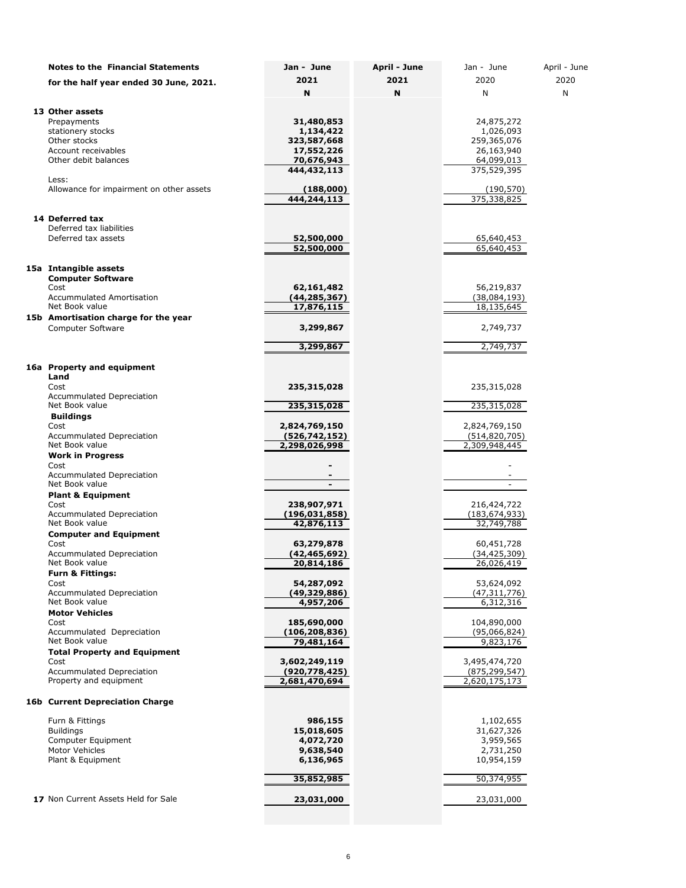| Notes to the Financial Statements for the half year ended 30 June, 2021. | Jan - June 2021 | April - June 2021 | Jan - June 2020 | April - June 2020 |
|---|---|---|---|---|
| | **N** | **N** | N | N |
| **13 Other assets** | | | | |
| Prepayments | **31,480,853** | | 24,875,272 | |
| stationery stocks | **1,134,422** | | 1,026,093 | |
| Other stocks | **323,587,668** | | 259,365,076 | |
| Account receivables | **17,552,226** | | 26,163,940 | |
| Other debit balances | **70,676,943** | | 64,099,013 | |
| | **444,432,113** | | 375,529,395 | |
| Less: | | | | |
| Allowance for impairment on other assets | **(188,000)** | | (190,570) | |
| | **444,244,113** | | 375,338,825 | |
| **14 Deferred tax** | | | | |
| Deferred tax liabilities | | | | |
| Deferred tax assets | **52,500,000** | | 65,640,453 | |
| | **52,500,000** | | 65,640,453 | |
| **15a Intangible assets** | | | | |
| **Computer Software** | | | | |
| Cost | **62,161,482** | | 56,219,837 | |
| Accummulated Amortisation | **(44,285,367)** | | (38,084,193) | |
| Net Book value | **17,876,115** | | 18,135,645 | |
| **15b Amortisation charge for the year** | | | | |
| Computer Software | **3,299,867** | | 2,749,737 | |
| | **3,299,867** | | 2,749,737 | |
| **16a Property and equipment** | | | | |
| **Land** | | | | |
| Cost | **235,315,028** | | 235,315,028 | |
| Accummulated Depreciation | | | | |
| Net Book value | **235,315,028** | | 235,315,028 | |
| **Buildings** | | | | |
| Cost | **2,824,769,150** | | 2,824,769,150 | |
| Accummulated Depreciation | **(526,742,152)** | | (514,820,705) | |
| Net Book value | **2,298,026,998** | | 2,309,948,445 | |
| **Work in Progress** | | | | |
| Cost | **-** | | - | |
| Accummulated Depreciation | **-** | | - | |
| Net Book value | **-** | | - | |
| **Plant & Equipment** | | | | |
| Cost | **238,907,971** | | 216,424,722 | |
| Accummulated Depreciation | **(196,031,858)** | | (183,674,933) | |
| Net Book value | **42,876,113** | | 32,749,788 | |
| **Computer and Equipment** | | | | |
| Cost | **63,279,878** | | 60,451,728 | |
| Accummulated Depreciation | **(42,465,692)** | | (34,425,309) | |
| Net Book value | **20,814,186** | | 26,026,419 | |
| **Furn & Fittings:** | | | | |
| Cost | **54,287,092** | | 53,624,092 | |
| Accummulated Depreciation | **(49,329,886)** | | (47,311,776) | |
| Net Book value | **4,957,206** | | 6,312,316 | |
| **Motor Vehicles** | | | | |
| Cost | **185,690,000** | | 104,890,000 | |
| Accummulated Depreciation | **(106,208,836)** | | (95,066,824) | |
| Net Book value | **79,481,164** | | 9,823,176 | |
| **Total Property and Equipment** | | | | |
| Cost | **3,602,249,119** | | 3,495,474,720 | |
| Accummulated Depreciation | **(920,778,425)** | | (875,299,547) | |
| Property and equipment | **2,681,470,694** | | 2,620,175,173 | |
| **16b Current Depreciation Charge** | | | | |
| Furn & Fittings | **986,155** | | 1,102,655 | |
| Buildings | **15,018,605** | | 31,627,326 | |
| Computer Equipment | **4,072,720** | | 3,959,565 | |
| Motor Vehicles | **9,638,540** | | 2,731,250 | |
| Plant & Equipment | **6,136,965** | | 10,954,159 | |
| | **35,852,985** | | 50,374,955 | |
| **17** Non Current Assets Held for Sale | **23,031,000** | | 23,031,000 | |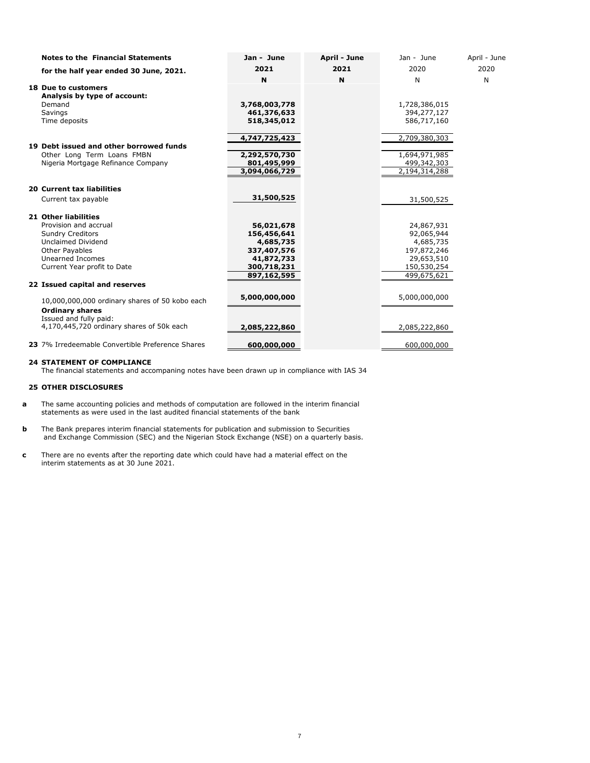| Notes to the Financial Statements for the half year ended 30 June, 2021. | Jan - June 2021 | April - June 2021 | Jan - June 2020 | April - June 2020 |
|---|---|---|---|---|
| | N | N | N | N |
| **18 Due to customers** | | | | |
| **Analysis by type of account:** | | | | |
| Demand | 3,768,003,778 | | 1,728,386,015 | |
| Savings | 461,376,633 | | 394,277,127 | |
| Time deposits | 518,345,012 | | 586,717,160 | |
| | 4,747,725,423 | | 2,709,380,303 | |
| **19 Debt issued and other borrowed funds** | | | | |
| Other Long Term Loans FMBN | 2,292,570,730 | | 1,694,971,985 | |
| Nigeria Mortgage Refinance Company | 801,495,999 | | 499,342,303 | |
| | 3,094,066,729 | | 2,194,314,288 | |
| **20 Current tax liabilities** | | | | |
| Current tax payable | 31,500,525 | | 31,500,525 | |
| **21 Other liabilities** | | | | |
| Provision and accrual | 56,021,678 | | 24,867,931 | |
| Sundry Creditors | 156,456,641 | | 92,065,944 | |
| Unclaimed Dividend | 4,685,735 | | 4,685,735 | |
| Other Payables | 337,407,576 | | 197,872,246 | |
| Unearned Incomes | 41,872,733 | | 29,653,510 | |
| Current Year profit to Date | 300,718,231 | | 150,530,254 | |
| | 897,162,595 | | 499,675,621 | |
| **22 Issued capital and reserves** | | | | |
| 10,000,000,000 ordinary shares of 50 kobo each | 5,000,000,000 | | 5,000,000,000 | |
| **Ordinary shares** | | | | |
| Issued and fully paid: | | | | |
| 4,170,445,720 ordinary shares of 50k each | 2,085,222,860 | | 2,085,222,860 | |
| **23** 7% Irredeemable Convertible Preference Shares | 600,000,000 | | 600,000,000 | |

**24 STATEMENT OF COMPLIANCE**

The financial statements and accompaning notes have been drawn up in compliance with IAS 34

**25 OTHER DISCLOSURES**

**a** The same accounting policies and methods of computation are followed in the interim financial statements as were used in the last audited financial statements of the bank

**b** The Bank prepares interim financial statements for publication and submission to Securities and Exchange Commission (SEC) and the Nigerian Stock Exchange (NSE) on a quarterly basis.

**c** There are no events after the reporting date which could have had a material effect on the interim statements as at 30 June 2021.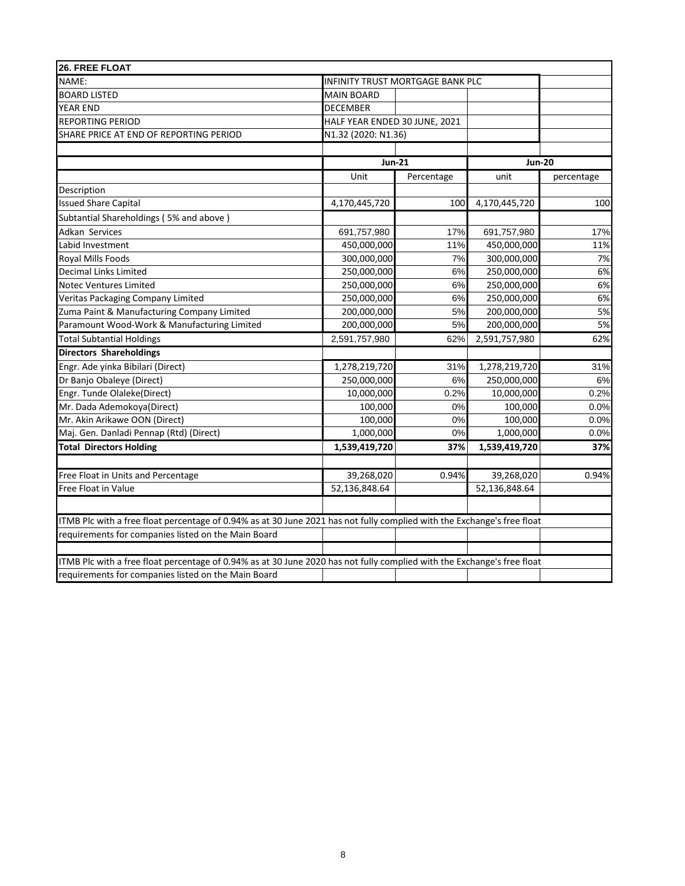## 26. FREE FLOAT

| | | | | |
|---|---|---|---|---|
| NAME: | INFINITY TRUST MORTGAGE BANK PLC | | | |
| BOARD LISTED | MAIN BOARD | | | |
| YEAR END | DECEMBER | | | |
| REPORTING PERIOD | HALF YEAR ENDED 30 JUNE, 2021 | | | |
| SHARE PRICE AT END OF REPORTING PERIOD | N1.32 (2020: N1.36) | | | |
| | | | | |
| | **Jun-21** | | **Jun-20** | |
| | Unit | Percentage | unit | percentage |
| Description | | | | |
| Issued Share Capital | 4,170,445,720 | 100 | 4,170,445,720 | 100 |
| Subtantial Shareholdings ( 5% and above ) | | | | |
| Adkan Services | 691,757,980 | 17% | 691,757,980 | 17% |
| Labid Investment | 450,000,000 | 11% | 450,000,000 | 11% |
| Royal Mills Foods | 300,000,000 | 7% | 300,000,000 | 7% |
| Decimal Links Limited | 250,000,000 | 6% | 250,000,000 | 6% |
| Notec Ventures Limited | 250,000,000 | 6% | 250,000,000 | 6% |
| Veritas Packaging Company Limited | 250,000,000 | 6% | 250,000,000 | 6% |
| Zuma Paint & Manufacturing Company Limited | 200,000,000 | 5% | 200,000,000 | 5% |
| Paramount Wood-Work & Manufacturing Limited | 200,000,000 | 5% | 200,000,000 | 5% |
| Total Subtantial Holdings | 2,591,757,980 | 62% | 2,591,757,980 | 62% |
| **Directors Shareholdings** | | | | |
| Engr. Ade yinka Bibilari (Direct) | 1,278,219,720 | 31% | 1,278,219,720 | 31% |
| Dr Banjo Obaleye (Direct) | 250,000,000 | 6% | 250,000,000 | 6% |
| Engr. Tunde Olaleke(Direct) | 10,000,000 | 0.2% | 10,000,000 | 0.2% |
| Mr. Dada Ademokoya(Direct) | 100,000 | 0% | 100,000 | 0.0% |
| Mr. Akin Arikawe OON (Direct) | 100,000 | 0% | 100,000 | 0.0% |
| Maj. Gen. Danladi Pennap (Rtd) (Direct) | 1,000,000 | 0% | 1,000,000 | 0.0% |
| **Total Directors Holding** | **1,539,419,720** | **37%** | **1,539,419,720** | **37%** |
| | | | | |
| Free Float in Units and Percentage | 39,268,020 | 0.94% | 39,268,020 | 0.94% |
| Free Float in Value | 52,136,848.64 | | 52,136,848.64 | |

ITMB Plc with a free float percentage of 0.94% as at 30 June 2021 has not fully complied with the Exchange's free float requirements for companies listed on the Main Board

ITMB Plc with a free float percentage of 0.94% as at 30 June 2020 has not fully complied with the Exchange's free float requirements for companies listed on the Main Board